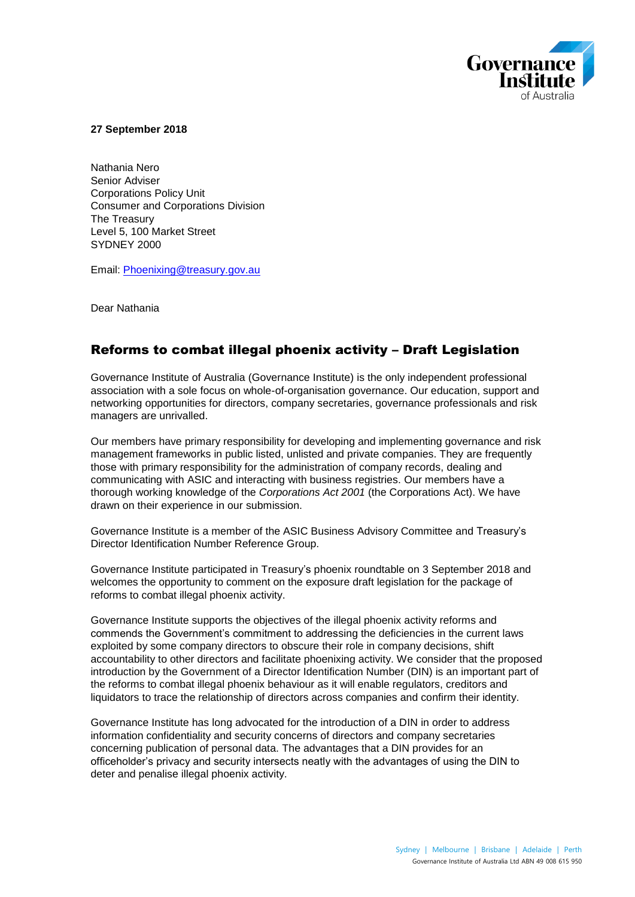**27 September 2018**

Nathania Nero
Senior Adviser
Corporations Policy Unit
Consumer and Corporations Division
The Treasury
Level 5, 100 Market Street
SYDNEY 2000

Email: Phoenixing@treasury.gov.au

Dear Nathania

## Reforms to combat illegal phoenix activity – Draft Legislation

Governance Institute of Australia (Governance Institute) is the only independent professional association with a sole focus on whole-of-organisation governance. Our education, support and networking opportunities for directors, company secretaries, governance professionals and risk managers are unrivalled.

Our members have primary responsibility for developing and implementing governance and risk management frameworks in public listed, unlisted and private companies. They are frequently those with primary responsibility for the administration of company records, dealing and communicating with ASIC and interacting with business registries. Our members have a thorough working knowledge of the *Corporations Act 2001* (the Corporations Act). We have drawn on their experience in our submission.

Governance Institute is a member of the ASIC Business Advisory Committee and Treasury's Director Identification Number Reference Group.

Governance Institute participated in Treasury's phoenix roundtable on 3 September 2018 and welcomes the opportunity to comment on the exposure draft legislation for the package of reforms to combat illegal phoenix activity.

Governance Institute supports the objectives of the illegal phoenix activity reforms and commends the Government's commitment to addressing the deficiencies in the current laws exploited by some company directors to obscure their role in company decisions, shift accountability to other directors and facilitate phoenixing activity. We consider that the proposed introduction by the Government of a Director Identification Number (DIN) is an important part of the reforms to combat illegal phoenix behaviour as it will enable regulators, creditors and liquidators to trace the relationship of directors across companies and confirm their identity.

Governance Institute has long advocated for the introduction of a DIN in order to address information confidentiality and security concerns of directors and company secretaries concerning publication of personal data. The advantages that a DIN provides for an officeholder's privacy and security intersects neatly with the advantages of using the DIN to deter and penalise illegal phoenix activity.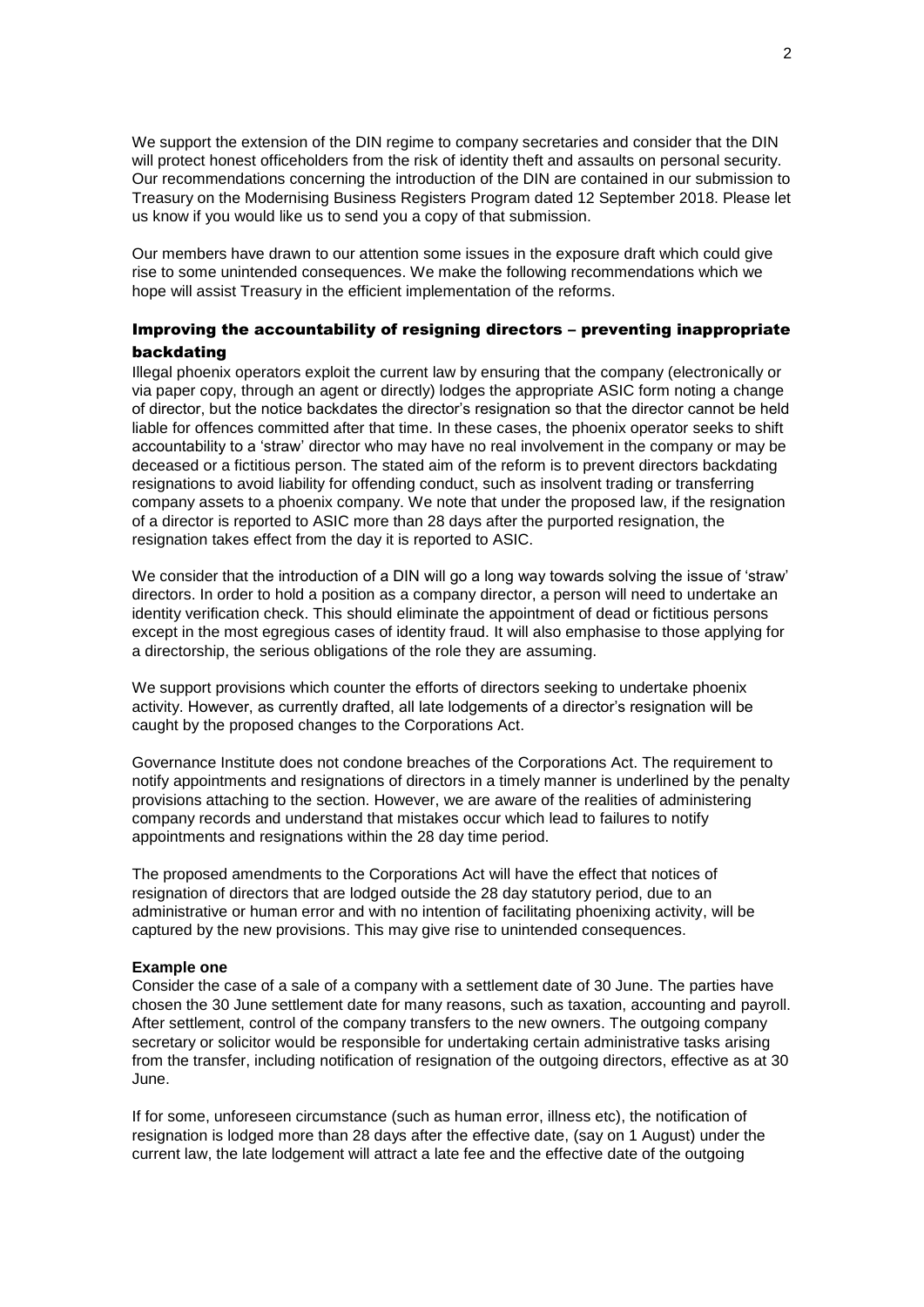We support the extension of the DIN regime to company secretaries and consider that the DIN will protect honest officeholders from the risk of identity theft and assaults on personal security. Our recommendations concerning the introduction of the DIN are contained in our submission to Treasury on the Modernising Business Registers Program dated 12 September 2018. Please let us know if you would like us to send you a copy of that submission.

Our members have drawn to our attention some issues in the exposure draft which could give rise to some unintended consequences. We make the following recommendations which we hope will assist Treasury in the efficient implementation of the reforms.

## Improving the accountability of resigning directors – preventing inappropriate backdating

Illegal phoenix operators exploit the current law by ensuring that the company (electronically or via paper copy, through an agent or directly) lodges the appropriate ASIC form noting a change of director, but the notice backdates the director's resignation so that the director cannot be held liable for offences committed after that time. In these cases, the phoenix operator seeks to shift accountability to a 'straw' director who may have no real involvement in the company or may be deceased or a fictitious person. The stated aim of the reform is to prevent directors backdating resignations to avoid liability for offending conduct, such as insolvent trading or transferring company assets to a phoenix company. We note that under the proposed law, if the resignation of a director is reported to ASIC more than 28 days after the purported resignation, the resignation takes effect from the day it is reported to ASIC.

We consider that the introduction of a DIN will go a long way towards solving the issue of 'straw' directors. In order to hold a position as a company director, a person will need to undertake an identity verification check. This should eliminate the appointment of dead or fictitious persons except in the most egregious cases of identity fraud. It will also emphasise to those applying for a directorship, the serious obligations of the role they are assuming.

We support provisions which counter the efforts of directors seeking to undertake phoenix activity. However, as currently drafted, all late lodgements of a director's resignation will be caught by the proposed changes to the Corporations Act.

Governance Institute does not condone breaches of the Corporations Act. The requirement to notify appointments and resignations of directors in a timely manner is underlined by the penalty provisions attaching to the section. However, we are aware of the realities of administering company records and understand that mistakes occur which lead to failures to notify appointments and resignations within the 28 day time period.

The proposed amendments to the Corporations Act will have the effect that notices of resignation of directors that are lodged outside the 28 day statutory period, due to an administrative or human error and with no intention of facilitating phoenixing activity, will be captured by the new provisions. This may give rise to unintended consequences.

**Example one**

Consider the case of a sale of a company with a settlement date of 30 June. The parties have chosen the 30 June settlement date for many reasons, such as taxation, accounting and payroll. After settlement, control of the company transfers to the new owners. The outgoing company secretary or solicitor would be responsible for undertaking certain administrative tasks arising from the transfer, including notification of resignation of the outgoing directors, effective as at 30 June.

If for some, unforeseen circumstance (such as human error, illness etc), the notification of resignation is lodged more than 28 days after the effective date, (say on 1 August) under the current law, the late lodgement will attract a late fee and the effective date of the outgoing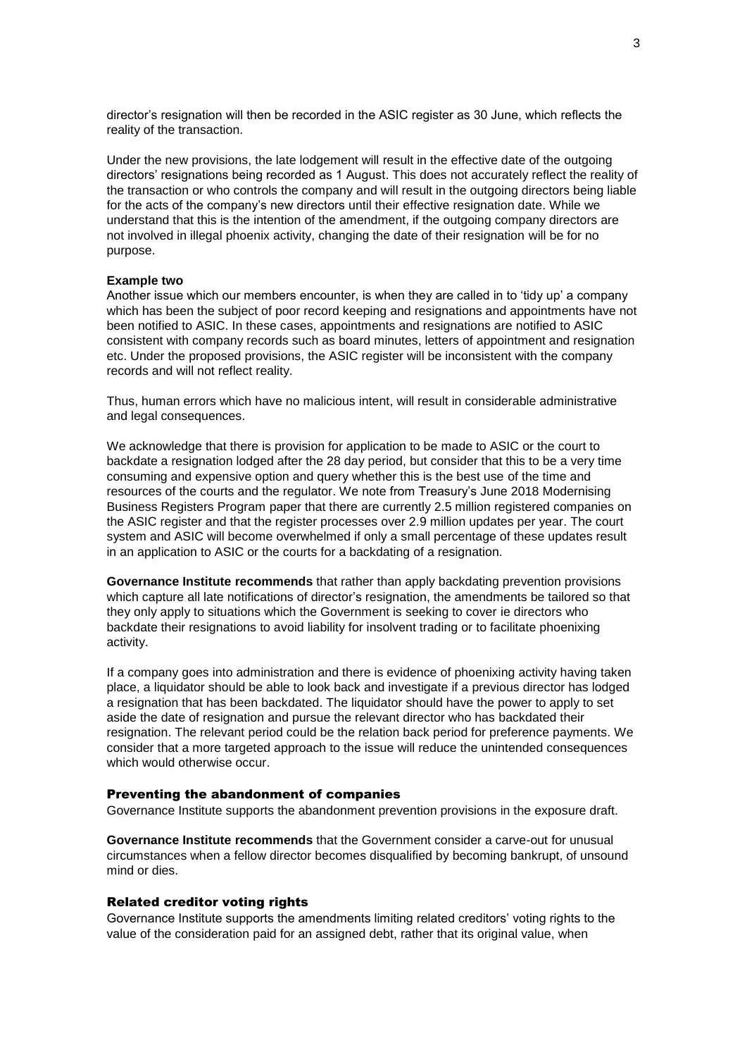director's resignation will then be recorded in the ASIC register as 30 June, which reflects the reality of the transaction.

Under the new provisions, the late lodgement will result in the effective date of the outgoing directors' resignations being recorded as 1 August. This does not accurately reflect the reality of the transaction or who controls the company and will result in the outgoing directors being liable for the acts of the company's new directors until their effective resignation date. While we understand that this is the intention of the amendment, if the outgoing company directors are not involved in illegal phoenix activity, changing the date of their resignation will be for no purpose.

**Example two**
Another issue which our members encounter, is when they are called in to 'tidy up' a company which has been the subject of poor record keeping and resignations and appointments have not been notified to ASIC. In these cases, appointments and resignations are notified to ASIC consistent with company records such as board minutes, letters of appointment and resignation etc. Under the proposed provisions, the ASIC register will be inconsistent with the company records and will not reflect reality.

Thus, human errors which have no malicious intent, will result in considerable administrative and legal consequences.

We acknowledge that there is provision for application to be made to ASIC or the court to backdate a resignation lodged after the 28 day period, but consider that this to be a very time consuming and expensive option and query whether this is the best use of the time and resources of the courts and the regulator. We note from Treasury's June 2018 Modernising Business Registers Program paper that there are currently 2.5 million registered companies on the ASIC register and that the register processes over 2.9 million updates per year. The court system and ASIC will become overwhelmed if only a small percentage of these updates result in an application to ASIC or the courts for a backdating of a resignation.

**Governance Institute recommends** that rather than apply backdating prevention provisions which capture all late notifications of director's resignation, the amendments be tailored so that they only apply to situations which the Government is seeking to cover ie directors who backdate their resignations to avoid liability for insolvent trading or to facilitate phoenixing activity.

If a company goes into administration and there is evidence of phoenixing activity having taken place, a liquidator should be able to look back and investigate if a previous director has lodged a resignation that has been backdated. The liquidator should have the power to apply to set aside the date of resignation and pursue the relevant director who has backdated their resignation. The relevant period could be the relation back period for preference payments. We consider that a more targeted approach to the issue will reduce the unintended consequences which would otherwise occur.

### Preventing the abandonment of companies

Governance Institute supports the abandonment prevention provisions in the exposure draft.

**Governance Institute recommends** that the Government consider a carve-out for unusual circumstances when a fellow director becomes disqualified by becoming bankrupt, of unsound mind or dies.

### Related creditor voting rights

Governance Institute supports the amendments limiting related creditors' voting rights to the value of the consideration paid for an assigned debt, rather that its original value, when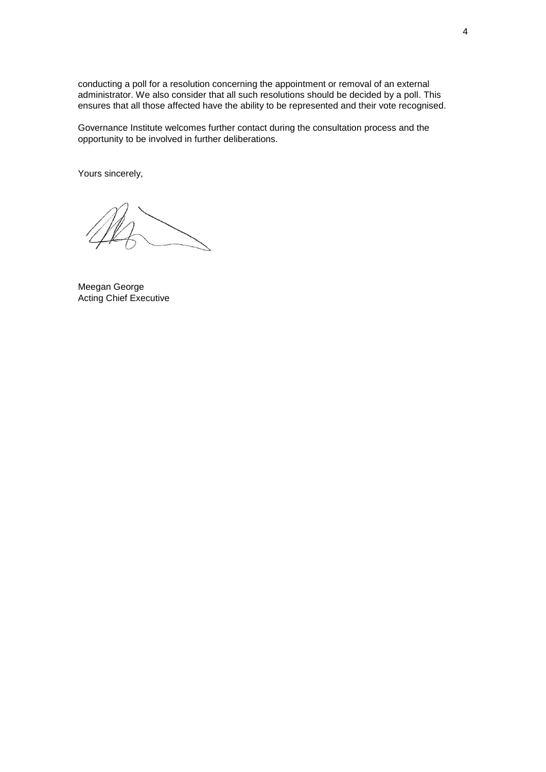conducting a poll for a resolution concerning the appointment or removal of an external administrator. We also consider that all such resolutions should be decided by a poll. This ensures that all those affected have the ability to be represented and their vote recognised.

Governance Institute welcomes further contact during the consultation process and the opportunity to be involved in further deliberations.

Yours sincerely,

Meegan George
Acting Chief Executive